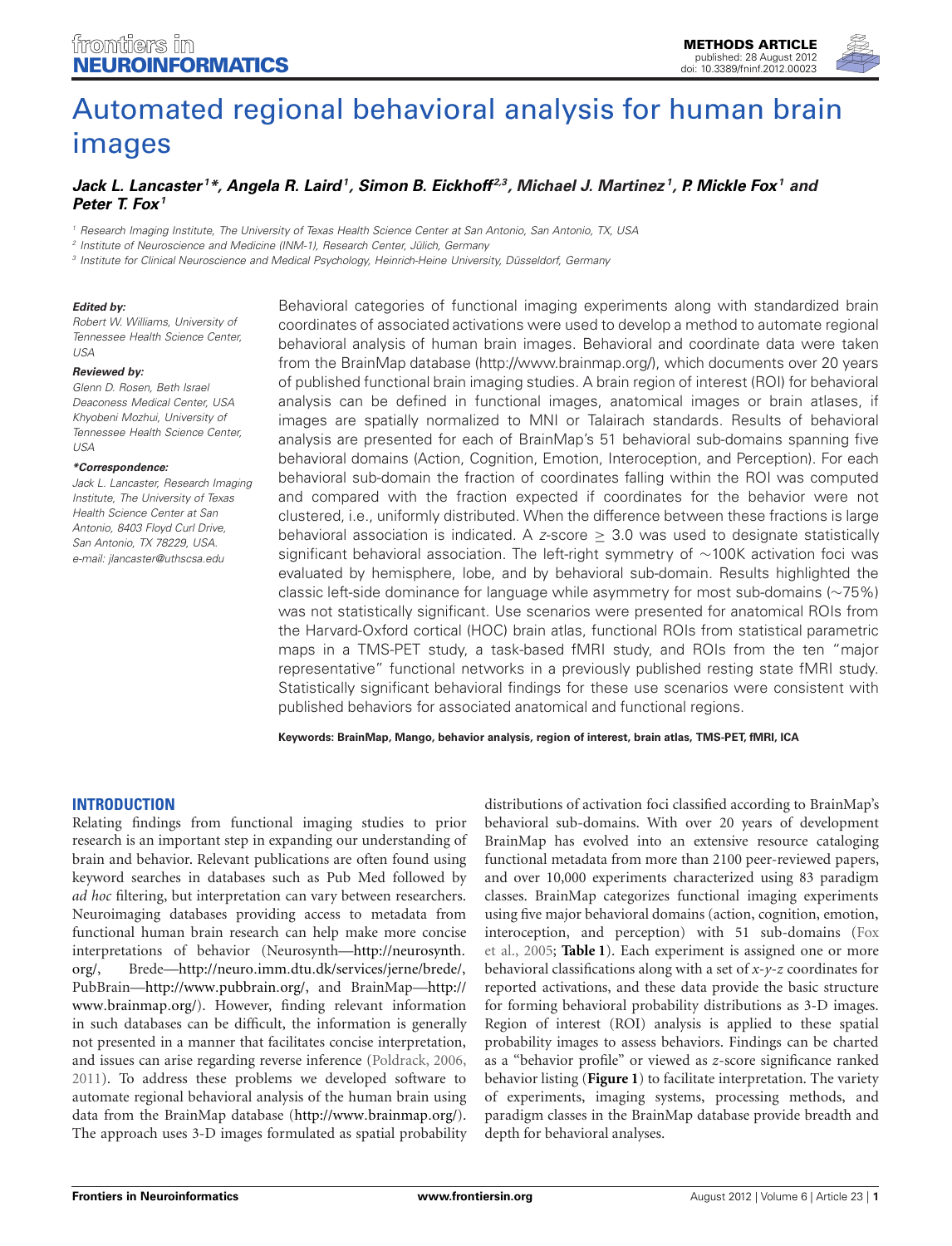# Automated regional behavioral analysis for human brain images

***Jack L. Lancaster[1]\*, Angela R. Laird[1], Simon B. Eickhoff[2,3], Michael J. Martinez[1], P. Mickle Fox[1] and Peter T. Fox[1]***

[1] Research Imaging Institute, The University of Texas Health Science Center at San Antonio, San Antonio, TX, USA
[2] Institute of Neuroscience and Medicine (INM-1), Research Center, Jülich, Germany
[3] Institute for Clinical Neuroscience and Medical Psychology, Heinrich-Heine University, Düsseldorf, Germany

***Edited by:***
*Robert W. Williams, University of Tennessee Health Science Center, USA*

***Reviewed by:***
*Glenn D. Rosen, Beth Israel Deaconess Medical Center, USA*
*Khyobeni Mozhui, University of Tennessee Health Science Center, USA*

***\*Correspondence:***
*Jack L. Lancaster, Research Imaging Institute, The University of Texas Health Science Center at San Antonio, 8403 Floyd Curl Drive, San Antonio, TX 78229, USA.*
*e-mail: jlancaster@uthscsa.edu*

Behavioral categories of functional imaging experiments along with standardized brain coordinates of associated activations were used to develop a method to automate regional behavioral analysis of human brain images. Behavioral and coordinate data were taken from the BrainMap database (http://www.brainmap.org/), which documents over 20 years of published functional brain imaging studies. A brain region of interest (ROI) for behavioral analysis can be defined in functional images, anatomical images or brain atlases, if images are spatially normalized to MNI or Talairach standards. Results of behavioral analysis are presented for each of BrainMap's 51 behavioral sub-domains spanning five behavioral domains (Action, Cognition, Emotion, Interoception, and Perception). For each behavioral sub-domain the fraction of coordinates falling within the ROI was computed and compared with the fraction expected if coordinates for the behavior were not clustered, i.e., uniformly distributed. When the difference between these fractions is large behavioral association is indicated. A *z*-score $\geq 3.0$ was used to designate statistically significant behavioral association. The left-right symmetry of ~100K activation foci was evaluated by hemisphere, lobe, and by behavioral sub-domain. Results highlighted the classic left-side dominance for language while asymmetry for most sub-domains (~75%) was not statistically significant. Use scenarios were presented for anatomical ROIs from the Harvard-Oxford cortical (HOC) brain atlas, functional ROIs from statistical parametric maps in a TMS-PET study, a task-based fMRI study, and ROIs from the ten "major representative" functional networks in a previously published resting state fMRI study. Statistically significant behavioral findings for these use scenarios were consistent with published behaviors for associated anatomical and functional regions.

**Keywords: BrainMap, Mango, behavior analysis, region of interest, brain atlas, TMS-PET, fMRI, ICA**

## INTRODUCTION

Relating findings from functional imaging studies to prior research is an important step in expanding our understanding of brain and behavior. Relevant publications are often found using keyword searches in databases such as Pub Med followed by *ad hoc* filtering, but interpretation can vary between researchers. Neuroimaging databases providing access to metadata from functional human brain research can help make more concise interpretations of behavior (Neurosynth—http://neurosynth.org/, Brede—http://neuro.imm.dtu.dk/services/jerne/brede/, PubBrain—http://www.pubbrain.org/, and BrainMap—http://www.brainmap.org/). However, finding relevant information in such databases can be difficult, the information is generally not presented in a manner that facilitates concise interpretation, and issues can arise regarding reverse inference (Poldrack, 2006, 2011). To address these problems we developed software to automate regional behavioral analysis of the human brain using data from the BrainMap database (http://www.brainmap.org/). The approach uses 3-D images formulated as spatial probability distributions of activation foci classified according to BrainMap's behavioral sub-domains. With over 20 years of development BrainMap has evolved into an extensive resource cataloging functional metadata from more than 2100 peer-reviewed papers, and over 10,000 experiments characterized using 83 paradigm classes. BrainMap categorizes functional imaging experiments using five major behavioral domains (action, cognition, emotion, interoception, and perception) with 51 sub-domains (Fox et al., 2005; **Table 1**). Each experiment is assigned one or more behavioral classifications along with a set of *x-y-z* coordinates for reported activations, and these data provide the basic structure for forming behavioral probability distributions as 3-D images. Region of interest (ROI) analysis is applied to these spatial probability images to assess behaviors. Findings can be charted as a "behavior profile" or viewed as *z*-score significance ranked behavior listing (**Figure 1**) to facilitate interpretation. The variety of experiments, imaging systems, processing methods, and paradigm classes in the BrainMap database provide breadth and depth for behavioral analyses.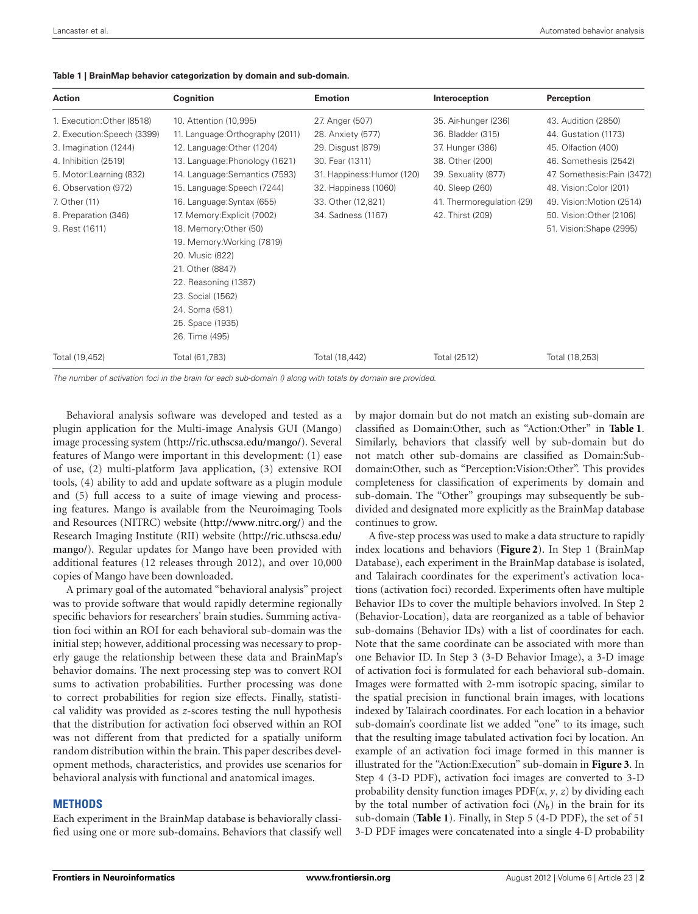**Table 1 | BrainMap behavior categorization by domain and sub-domain.**

| Action | Cognition | Emotion | Interoception | Perception |
|---|---|---|---|---|
| 1. Execution:Other (8518) | 10. Attention (10,995) | 27. Anger (507) | 35. Air-hunger (236) | 43. Audition (2850) |
| 2. Execution:Speech (3399) | 11. Language:Orthography (2011) | 28. Anxiety (577) | 36. Bladder (315) | 44. Gustation (1173) |
| 3. Imagination (1244) | 12. Language:Other (1204) | 29. Disgust (879) | 37. Hunger (386) | 45. Olfaction (400) |
| 4. Inhibition (2519) | 13. Language:Phonology (1621) | 30. Fear (1311) | 38. Other (200) | 46. Somesthesis (2542) |
| 5. Motor:Learning (832) | 14. Language:Semantics (7593) | 31. Happiness:Humor (120) | 39. Sexuality (877) | 47. Somesthesis:Pain (3472) |
| 6. Observation (972) | 15. Language:Speech (7244) | 32. Happiness (1060) | 40. Sleep (260) | 48. Vision:Color (201) |
| 7. Other (11) | 16. Language:Syntax (655) | 33. Other (12,821) | 41. Thermoregulation (29) | 49. Vision:Motion (2514) |
| 8. Preparation (346) | 17. Memory:Explicit (7002) | 34. Sadness (1167) | 42. Thirst (209) | 50. Vision:Other (2106) |
| 9. Rest (1611) | 18. Memory:Other (50) | | | 51. Vision:Shape (2995) |
| | 19. Memory:Working (7819) | | | |
| | 20. Music (822) | | | |
| | 21. Other (8847) | | | |
| | 22. Reasoning (1387) | | | |
| | 23. Social (1562) | | | |
| | 24. Soma (581) | | | |
| | 25. Space (1935) | | | |
| | 26. Time (495) | | | |
| Total (19,452) | Total (61,783) | Total (18,442) | Total (2512) | Total (18,253) |

*The number of activation foci in the brain for each sub-domain () along with totals by domain are provided.*

Behavioral analysis software was developed and tested as a plugin application for the Multi-image Analysis GUI (Mango) image processing system (http://ric.uthscsa.edu/mango/). Several features of Mango were important in this development: (1) ease of use, (2) multi-platform Java application, (3) extensive ROI tools, (4) ability to add and update software as a plugin module and (5) full access to a suite of image viewing and processing features. Mango is available from the Neuroimaging Tools and Resources (NITRC) website (http://www.nitrc.org/) and the Research Imaging Institute (RII) website (http://ric.uthscsa.edu/mango/). Regular updates for Mango have been provided with additional features (12 releases through 2012), and over 10,000 copies of Mango have been downloaded.

A primary goal of the automated "behavioral analysis" project was to provide software that would rapidly determine regionally specific behaviors for researchers' brain studies. Summing activation foci within an ROI for each behavioral sub-domain was the initial step; however, additional processing was necessary to properly gauge the relationship between these data and BrainMap's behavior domains. The next processing step was to convert ROI sums to activation probabilities. Further processing was done to correct probabilities for region size effects. Finally, statistical validity was provided as $z$-scores testing the null hypothesis that the distribution for activation foci observed within an ROI was not different from that predicted for a spatially uniform random distribution within the brain. This paper describes development methods, characteristics, and provides use scenarios for behavioral analysis with functional and anatomical images.

## METHODS

Each experiment in the BrainMap database is behaviorally classified using one or more sub-domains. Behaviors that classify well by major domain but do not match an existing sub-domain are classified as Domain:Other, such as "Action:Other" in **Table 1**. Similarly, behaviors that classify well by sub-domain but do not match other sub-domains are classified as Domain:Sub-domain:Other, such as "Perception:Vision:Other". This provides completeness for classification of experiments by domain and sub-domain. The "Other" groupings may subsequently be subdivided and designated more explicitly as the BrainMap database continues to grow.

A five-step process was used to make a data structure to rapidly index locations and behaviors (**Figure 2**). In Step 1 (BrainMap Database), each experiment in the BrainMap database is isolated, and Talairach coordinates for the experiment's activation locations (activation foci) recorded. Experiments often have multiple Behavior IDs to cover the multiple behaviors involved. In Step 2 (Behavior-Location), data are reorganized as a table of behavior sub-domains (Behavior IDs) with a list of coordinates for each. Note that the same coordinate can be associated with more than one Behavior ID. In Step 3 (3-D Behavior Image), a 3-D image of activation foci is formulated for each behavioral sub-domain. Images were formatted with 2-mm isotropic spacing, similar to the spatial precision in functional brain images, with locations indexed by Talairach coordinates. For each location in a behavior sub-domain's coordinate list we added "one" to its image, such that the resulting image tabulated activation foci by location. An example of an activation foci image formed in this manner is illustrated for the "Action:Execution" sub-domain in **Figure 3**. In Step 4 (3-D PDF), activation foci images are converted to 3-D probability density function images PDF($x$, $y$, $z$) by dividing each by the total number of activation foci ($N_b$) in the brain for its sub-domain (**Table 1**). Finally, in Step 5 (4-D PDF), the set of 51 3-D PDF images were concatenated into a single 4-D probability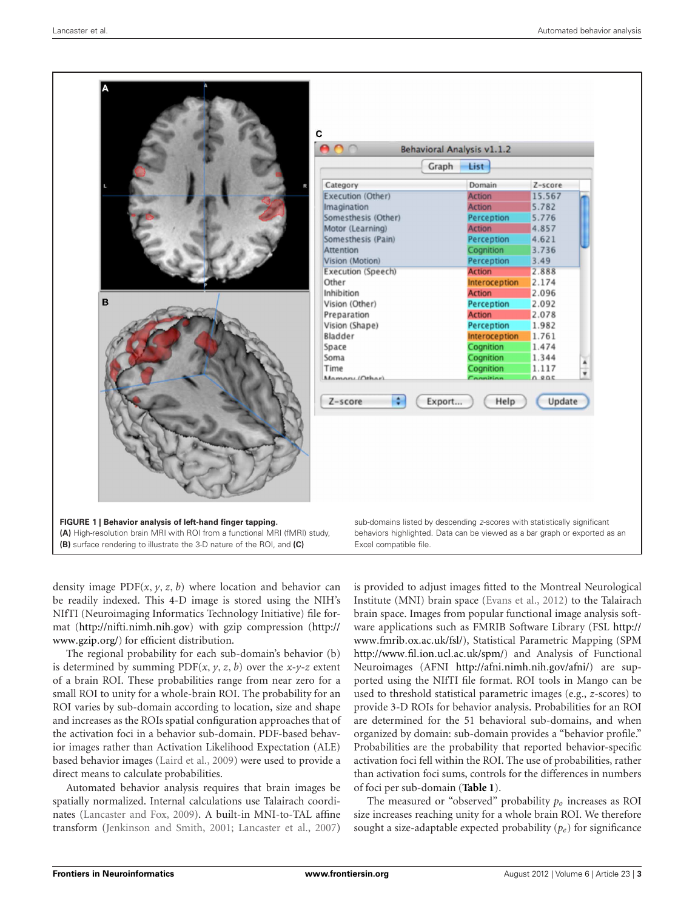**FIGURE 1 | Behavior analysis of left-hand finger tapping.** **(A)** High-resolution brain MRI with ROI from a functional MRI (fMRI) study, **(B)** surface rendering to illustrate the 3-D nature of the ROI, and **(C)** sub-domains listed by descending *z*-scores with statistically significant behaviors highlighted. Data can be viewed as a bar graph or exported as an Excel compatible file.

density image PDF($x$, $y$, $z$, $b$) where location and behavior can be readily indexed. This 4-D image is stored using the NIH's NIfTI (Neuroimaging Informatics Technology Initiative) file format (http://nifti.nimh.nih.gov) with gzip compression (http://www.gzip.org/) for efficient distribution.

The regional probability for each sub-domain's behavior ($b$) is determined by summing PDF($x$, $y$, $z$, $b$) over the $x$-$y$-$z$ extent of a brain ROI. These probabilities range from near zero for a small ROI to unity for a whole-brain ROI. The probability for an ROI varies by sub-domain according to location, size and shape and increases as the ROIs spatial configuration approaches that of the activation foci in a behavior sub-domain. PDF-based behavior images rather than Activation Likelihood Expectation (ALE) based behavior images (Laird et al., 2009) were used to provide a direct means to calculate probabilities.

Automated behavior analysis requires that brain images be spatially normalized. Internal calculations use Talairach coordinates (Lancaster and Fox, 2009). A built-in MNI-to-TAL affine transform (Jenkinson and Smith, 2001; Lancaster et al., 2007) is provided to adjust images fitted to the Montreal Neurological Institute (MNI) brain space (Evans et al., 2012) to the Talairach brain space. Images from popular functional image analysis software applications such as FMRIB Software Library (FSL http://www.fmrib.ox.ac.uk/fsl/), Statistical Parametric Mapping (SPM http://www.fil.ion.ucl.ac.uk/spm/) and Analysis of Functional Neuroimages (AFNI http://afni.nimh.nih.gov/afni/) are supported using the NIfTI file format. ROI tools in Mango can be used to threshold statistical parametric images (e.g., z-scores) to provide 3-D ROIs for behavior analysis. Probabilities for an ROI are determined for the 51 behavioral sub-domains, and when organized by domain: sub-domain provides a "behavior profile." Probabilities are the probability that reported behavior-specific activation foci fell within the ROI. The use of probabilities, rather than activation foci sums, controls for the differences in numbers of foci per sub-domain (**Table 1**).

The measured or "observed" probability $p_o$ increases as ROI size increases reaching unity for a whole brain ROI. We therefore sought a size-adaptable expected probability ($p_e$) for significance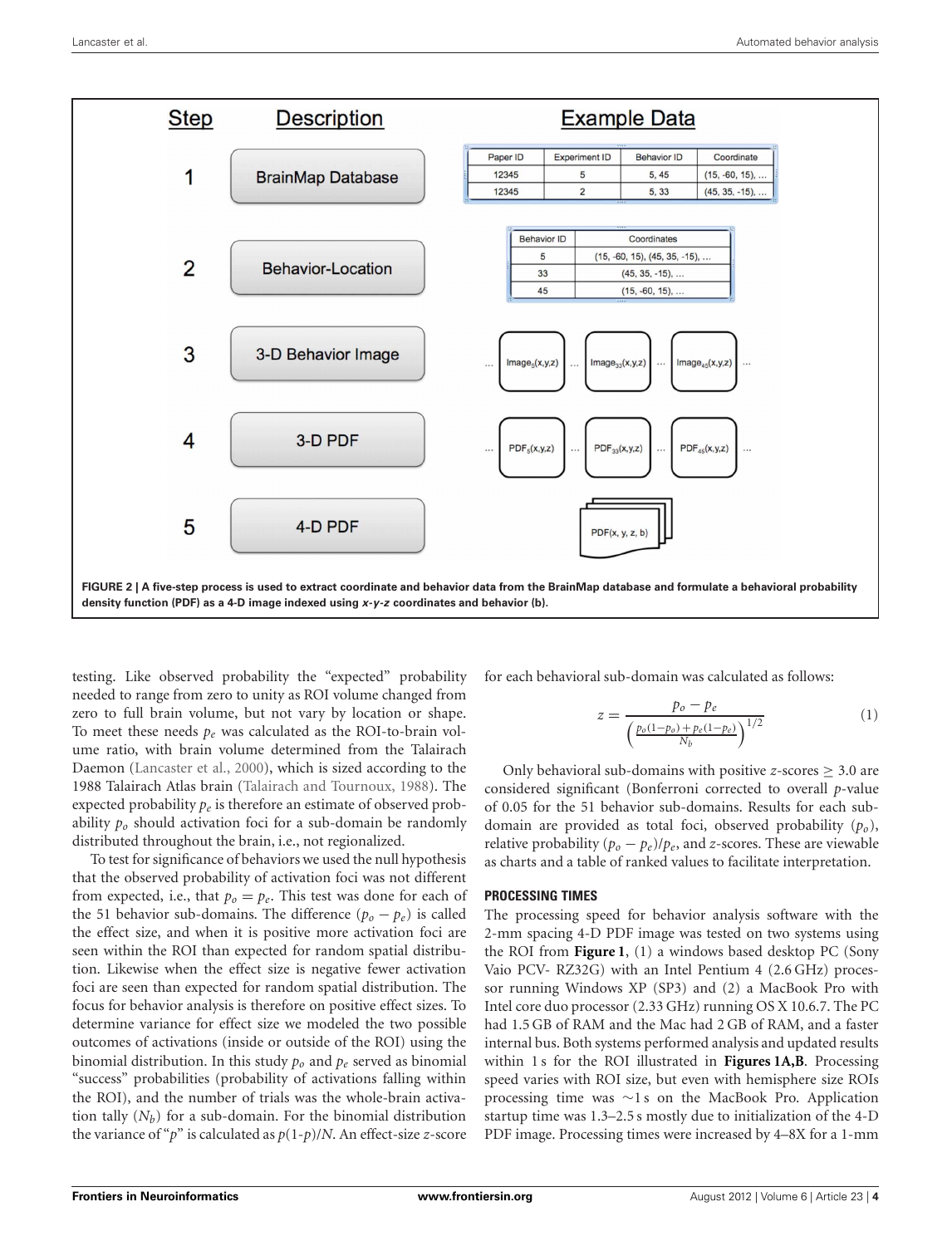| Step | Description | Example Data |
|---|---|---|
| 1 | BrainMap Database | |
| 2 | Behavior-Location | |
| 3 | 3-D Behavior Image | ... Image$_5$(x,y,z) ... Image$_{33}$(x,y,z) ... Image$_{45}$(x,y,z) ... |
| 4 | 3-D PDF | ... PDF$_5$(x,y,z) ... PDF$_{33}$(x,y,z) ... PDF$_{45}$(x,y,z) ... |
| 5 | 4-D PDF | PDF(x, y, z, b) |

| Paper ID | Experiment ID | Behavior ID | Coordinate |
|---|---|---|---|
| 12345 | 5 | 5, 45 | (15, -60, 15), ... |
| 12345 | 2 | 5, 33 | (45, 35, -15), ... |

| Behavior ID | Coordinates |
|---|---|
| 5 | (15, -60, 15), (45, 35, -15), ... |
| 33 | (45, 35, -15), ... |
| 45 | (15, -60, 15), ... |

**FIGURE 2 | A five-step process is used to extract coordinate and behavior data from the BrainMap database and formulate a behavioral probability density function (PDF) as a 4-D image indexed using *x-y-z* coordinates and behavior (b).**

testing. Like observed probability the "expected" probability needed to range from zero to unity as ROI volume changed from zero to full brain volume, but not vary by location or shape. To meet these needs $p_e$ was calculated as the ROI-to-brain volume ratio, with brain volume determined from the Talairach Daemon (Lancaster et al., 2000), which is sized according to the 1988 Talairach Atlas brain (Talairach and Tournoux, 1988). The expected probability $p_e$ is therefore an estimate of observed probability $p_o$ should activation foci for a sub-domain be randomly distributed throughout the brain, i.e., not regionalized.

To test for significance of behaviors we used the null hypothesis that the observed probability of activation foci was not different from expected, i.e., that $p_o = p_e$. This test was done for each of the 51 behavior sub-domains. The difference $(p_o - p_e)$ is called the effect size, and when it is positive more activation foci are seen within the ROI than expected for random spatial distribution. Likewise when the effect size is negative fewer activation foci are seen than expected for random spatial distribution. The focus for behavior analysis is therefore on positive effect sizes. To determine variance for effect size we modeled the two possible outcomes of activations (inside or outside of the ROI) using the binomial distribution. In this study $p_o$ and $p_e$ served as binomial "success" probabilities (probability of activations falling within the ROI), and the number of trials was the whole-brain activation tally ($N_b$) for a sub-domain. For the binomial distribution the variance of "$p$" is calculated as $p(1\text{-}p)/N$. An effect-size $z$-score for each behavioral sub-domain was calculated as follows:

$$z = \frac{p_o - p_e}{\left(\frac{p_o(1-p_o) + p_e(1-p_e)}{N_b}\right)^{1/2}} \tag{1}$$

Only behavioral sub-domains with positive $z$-scores $\geq 3.0$ are considered significant (Bonferroni corrected to overall $p$-value of 0.05 for the 51 behavior sub-domains. Results for each sub-domain are provided as total foci, observed probability ($p_o$), relative probability $(p_o - p_e)/p_e$, and $z$-scores. These are viewable as charts and a table of ranked values to facilitate interpretation.

## PROCESSING TIMES

The processing speed for behavior analysis software with the 2-mm spacing 4-D PDF image was tested on two systems using the ROI from **Figure 1**, (1) a windows based desktop PC (Sony Vaio PCV- RZ32G) with an Intel Pentium 4 (2.6 GHz) processor running Windows XP (SP3) and (2) a MacBook Pro with Intel core duo processor (2.33 GHz) running OS X 10.6.7. The PC had 1.5 GB of RAM and the Mac had 2 GB of RAM, and a faster internal bus. Both systems performed analysis and updated results within 1 s for the ROI illustrated in **Figures 1A,B**. Processing speed varies with ROI size, but even with hemisphere size ROIs processing time was ~1 s on the MacBook Pro. Application startup time was 1.3–2.5 s mostly due to initialization of the 4-D PDF image. Processing times were increased by 4–8X for a 1-mm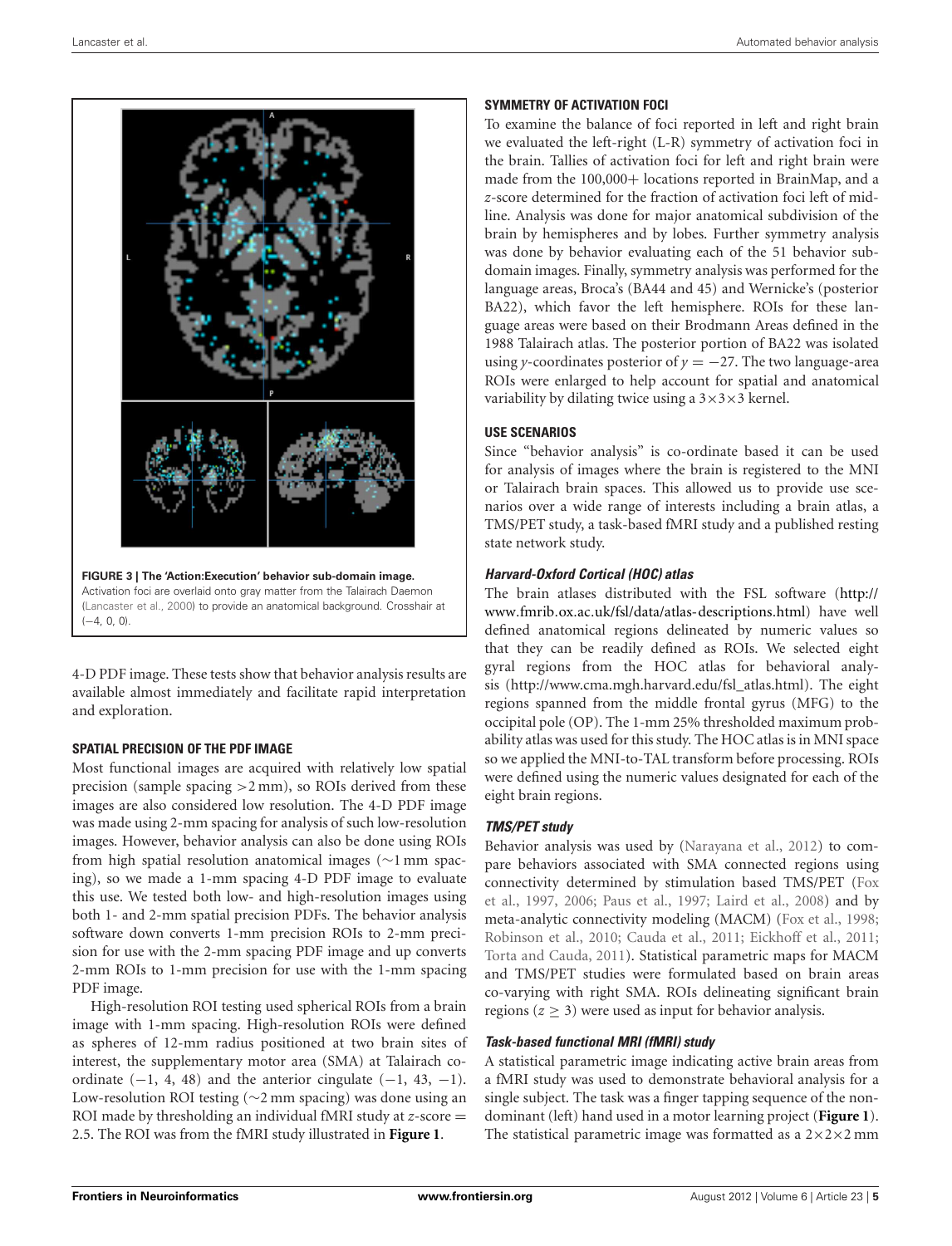**FIGURE 3 | The 'Action:Execution' behavior sub-domain image.** Activation foci are overlaid onto gray matter from the Talairach Daemon (Lancaster et al., 2000) to provide an anatomical background. Crosshair at (−4, 0, 0).

4-D PDF image. These tests show that behavior analysis results are available almost immediately and facilitate rapid interpretation and exploration.

### SPATIAL PRECISION OF THE PDF IMAGE

Most functional images are acquired with relatively low spatial precision (sample spacing >2 mm), so ROIs derived from these images are also considered low resolution. The 4-D PDF image was made using 2-mm spacing for analysis of such low-resolution images. However, behavior analysis can also be done using ROIs from high spatial resolution anatomical images (∼1 mm spacing), so we made a 1-mm spacing 4-D PDF image to evaluate this use. We tested both low- and high-resolution images using both 1- and 2-mm spatial precision PDFs. The behavior analysis software down converts 1-mm precision ROIs to 2-mm precision for use with the 2-mm spacing PDF image and up converts 2-mm ROIs to 1-mm precision for use with the 1-mm spacing PDF image.

High-resolution ROI testing used spherical ROIs from a brain image with 1-mm spacing. High-resolution ROIs were defined as spheres of 12-mm radius positioned at two brain sites of interest, the supplementary motor area (SMA) at Talairach coordinate (−1, 4, 48) and the anterior cingulate (−1, 43, −1). Low-resolution ROI testing (∼2 mm spacing) was done using an ROI made by thresholding an individual fMRI study at $z$-score = 2.5. The ROI was from the fMRI study illustrated in **Figure 1**.

### SYMMETRY OF ACTIVATION FOCI

To examine the balance of foci reported in left and right brain we evaluated the left-right (L-R) symmetry of activation foci in the brain. Tallies of activation foci for left and right brain were made from the 100,000+ locations reported in BrainMap, and a $z$-score determined for the fraction of activation foci left of midline. Analysis was done for major anatomical subdivision of the brain by hemispheres and by lobes. Further symmetry analysis was done by behavior evaluating each of the 51 behavior subdomain images. Finally, symmetry analysis was performed for the language areas, Broca's (BA44 and 45) and Wernicke's (posterior BA22), which favor the left hemisphere. ROIs for these language areas were based on their Brodmann Areas defined in the 1988 Talairach atlas. The posterior portion of BA22 was isolated using $y$-coordinates posterior of $y = -27$. The two language-area ROIs were enlarged to help account for spatial and anatomical variability by dilating twice using a 3×3×3 kernel.

### USE SCENARIOS

Since "behavior analysis" is co-ordinate based it can be used for analysis of images where the brain is registered to the MNI or Talairach brain spaces. This allowed us to provide use scenarios over a wide range of interests including a brain atlas, a TMS/PET study, a task-based fMRI study and a published resting state network study.

#### *Harvard-Oxford Cortical (HOC) atlas*

The brain atlases distributed with the FSL software (http://www.fmrib.ox.ac.uk/fsl/data/atlas-descriptions.html) have well defined anatomical regions delineated by numeric values so that they can be readily defined as ROIs. We selected eight gyral regions from the HOC atlas for behavioral analysis (http://www.cma.mgh.harvard.edu/fsl_atlas.html). The eight regions spanned from the middle frontal gyrus (MFG) to the occipital pole (OP). The 1-mm 25% thresholded maximum probability atlas was used for this study. The HOC atlas is in MNI space so we applied the MNI-to-TAL transform before processing. ROIs were defined using the numeric values designated for each of the eight brain regions.

#### *TMS/PET study*

Behavior analysis was used by (Narayana et al., 2012) to compare behaviors associated with SMA connected regions using connectivity determined by stimulation based TMS/PET (Fox et al., 1997, 2006; Paus et al., 1997; Laird et al., 2008) and by meta-analytic connectivity modeling (MACM) (Fox et al., 1998; Robinson et al., 2010; Cauda et al., 2011; Eickhoff et al., 2011; Torta and Cauda, 2011). Statistical parametric maps for MACM and TMS/PET studies were formulated based on brain areas co-varying with right SMA. ROIs delineating significant brain regions ($z \geq 3$) were used as input for behavior analysis.

#### *Task-based functional MRI (fMRI) study*

A statistical parametric image indicating active brain areas from a fMRI study was used to demonstrate behavioral analysis for a single subject. The task was a finger tapping sequence of the non-dominant (left) hand used in a motor learning project (**Figure 1**). The statistical parametric image was formatted as a 2×2×2 mm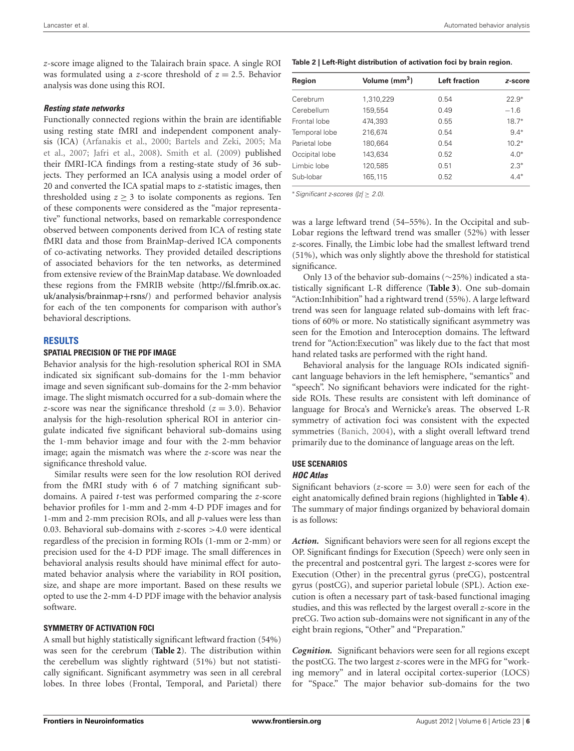*z*-score image aligned to the Talairach brain space. A single ROI was formulated using a *z*-score threshold of $z = 2.5$. Behavior analysis was done using this ROI.

#### *Resting state networks*

Functionally connected regions within the brain are identifiable using resting state fMRI and independent component analysis (ICA) (Arfanakis et al., 2000; Bartels and Zeki, 2005; Ma et al., 2007; Jafri et al., 2008). Smith et al. (2009) published their fMRI-ICA findings from a resting-state study of 36 subjects. They performed an ICA analysis using a model order of 20 and converted the ICA spatial maps to *z*-statistic images, then thresholded using $z \geq 3$ to isolate components as regions. Ten of these components were considered as the "major representative" functional networks, based on remarkable correspondence observed between components derived from ICA of resting state fMRI data and those from BrainMap-derived ICA components of co-activating networks. They provided detailed descriptions of associated behaviors for the ten networks, as determined from extensive review of the BrainMap database. We downloaded these regions from the FMRIB website (http://fsl.fmrib.ox.ac.uk/analysis/brainmap+rsns/) and performed behavior analysis for each of the ten components for comparison with author's behavioral descriptions.

## RESULTS

### SPATIAL PRECISION OF THE PDF IMAGE

Behavior analysis for the high-resolution spherical ROI in SMA indicated six significant sub-domains for the 1-mm behavior image and seven significant sub-domains for the 2-mm behavior image. The slight mismatch occurred for a sub-domain where the *z*-score was near the significance threshold ($z = 3.0$). Behavior analysis for the high-resolution spherical ROI in anterior cingulate indicated five significant behavioral sub-domains using the 1-mm behavior image and four with the 2-mm behavior image; again the mismatch was where the *z*-score was near the significance threshold value.

Similar results were seen for the low resolution ROI derived from the fMRI study with 6 of 7 matching significant sub-domains. A paired *t*-test was performed comparing the *z*-score behavior profiles for 1-mm and 2-mm 4-D PDF images and for 1-mm and 2-mm precision ROIs, and all *p*-values were less than 0.03. Behavioral sub-domains with *z*-scores >4.0 were identical regardless of the precision in forming ROIs (1-mm or 2-mm) or precision used for the 4-D PDF image. The small differences in behavioral analysis results should have minimal effect for automated behavior analysis where the variability in ROI position, size, and shape are more important. Based on these results we opted to use the 2-mm 4-D PDF image with the behavior analysis software.

### SYMMETRY OF ACTIVATION FOCI

A small but highly statistically significant leftward fraction (54%) was seen for the cerebrum (**Table 2**). The distribution within the cerebellum was slightly rightward (51%) but not statistically significant. Significant asymmetry was seen in all cerebral lobes. In three lobes (Frontal, Temporal, and Parietal) there was a large leftward trend (54–55%). In the Occipital and sub-Lobar regions the leftward trend was smaller (52%) with lesser *z*-scores. Finally, the Limbic lobe had the smallest leftward trend (51%), which was only slightly above the threshold for statistical significance.

**Table 2 | Left-Right distribution of activation foci by brain region.**

| Region | Volume (mm$^3$) | Left fraction | *z*-score |
|---|---|---|---|
| Cerebrum | 1,310,229 | 0.54 | 22.9* |
| Cerebellum | 159,554 | 0.49 | −1.6 |
| Frontal lobe | 474,393 | 0.55 | 18.7* |
| Temporal lobe | 216,674 | 0.54 | 9.4* |
| Parietal lobe | 180,664 | 0.54 | 10.2* |
| Occipital lobe | 143,634 | 0.52 | 4.0* |
| Limbic lobe | 120,585 | 0.51 | 2.3* |
| Sub-lobar | 165,115 | 0.52 | 4.4* |

*Significant z-scores ($|z| \geq 2.0$).

Only 13 of the behavior sub-domains (~25%) indicated a statistically significant L-R difference (**Table 3**). One sub-domain "Action:Inhibition" had a rightward trend (55%). A large leftward trend was seen for language related sub-domains with left fractions of 60% or more. No statistically significant asymmetry was seen for the Emotion and Interoception domains. The leftward trend for "Action:Execution" was likely due to the fact that most hand related tasks are performed with the right hand.

Behavioral analysis for the language ROIs indicated significant language behaviors in the left hemisphere, "semantics" and "speech". No significant behaviors were indicated for the right-side ROIs. These results are consistent with left dominance of language for Broca's and Wernicke's areas. The observed L-R symmetry of activation foci was consistent with the expected symmetries (Banich, 2004), with a slight overall leftward trend primarily due to the dominance of language areas on the left.

### USE SCENARIOS

#### *HOC Atlas*

Significant behaviors (*z*-score = 3.0) were seen for each of the eight anatomically defined brain regions (highlighted in **Table 4**). The summary of major findings organized by behavioral domain is as follows:

***Action.*** Significant behaviors were seen for all regions except the OP. Significant findings for Execution (Speech) were only seen in the precentral and postcentral gyri. The largest *z*-scores were for Execution (Other) in the precentral gyrus (preCG), postcentral gyrus (postCG), and superior parietal lobule (SPL). Action execution is often a necessary part of task-based functional imaging studies, and this was reflected by the largest overall *z*-score in the preCG. Two action sub-domains were not significant in any of the eight brain regions, "Other" and "Preparation."

***Cognition.*** Significant behaviors were seen for all regions except the postCG. The two largest *z*-scores were in the MFG for "working memory" and in lateral occipital cortex-superior (LOCS) for "Space." The major behavior sub-domains for the two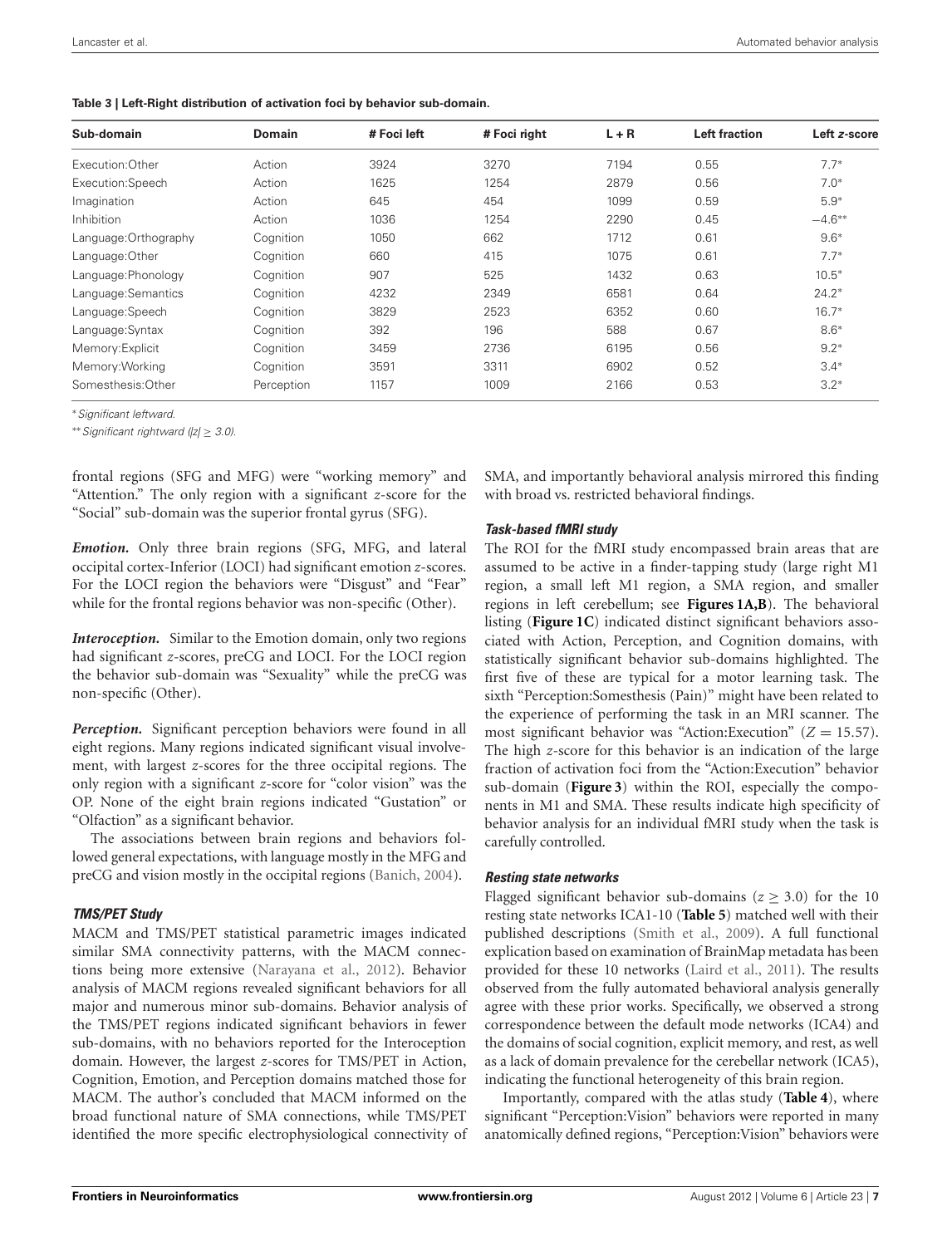**Table 3 | Left-Right distribution of activation foci by behavior sub-domain.**

| Sub-domain | Domain | # Foci left | # Foci right | L + R | Left fraction | Left *z*-score |
|---|---|---|---|---|---|---|
| Execution:Other | Action | 3924 | 3270 | 7194 | 0.55 | 7.7* |
| Execution:Speech | Action | 1625 | 1254 | 2879 | 0.56 | 7.0* |
| Imagination | Action | 645 | 454 | 1099 | 0.59 | 5.9* |
| Inhibition | Action | 1036 | 1254 | 2290 | 0.45 | −4.6** |
| Language:Orthography | Cognition | 1050 | 662 | 1712 | 0.61 | 9.6* |
| Language:Other | Cognition | 660 | 415 | 1075 | 0.61 | 7.7* |
| Language:Phonology | Cognition | 907 | 525 | 1432 | 0.63 | 10.5* |
| Language:Semantics | Cognition | 4232 | 2349 | 6581 | 0.64 | 24.2* |
| Language:Speech | Cognition | 3829 | 2523 | 6352 | 0.60 | 16.7* |
| Language:Syntax | Cognition | 392 | 196 | 588 | 0.67 | 8.6* |
| Memory:Explicit | Cognition | 3459 | 2736 | 6195 | 0.56 | 9.2* |
| Memory:Working | Cognition | 3591 | 3311 | 6902 | 0.52 | 3.4* |
| Somesthesis:Other | Perception | 1157 | 1009 | 2166 | 0.53 | 3.2* |

*Significant leftward.

**Significant rightward ($|z| \geq 3.0$).

frontal regions (SFG and MFG) were "working memory" and "Attention." The only region with a significant *z*-score for the "Social" sub-domain was the superior frontal gyrus (SFG).

***Emotion.*** Only three brain regions (SFG, MFG, and lateral occipital cortex-Inferior (LOCI) had significant emotion *z*-scores. For the LOCI region the behaviors were "Disgust" and "Fear" while for the frontal regions behavior was non-specific (Other).

***Interoception.*** Similar to the Emotion domain, only two regions had significant *z*-scores, preCG and LOCI. For the LOCI region the behavior sub-domain was "Sexuality" while the preCG was non-specific (Other).

***Perception.*** Significant perception behaviors were found in all eight regions. Many regions indicated significant visual involvement, with largest *z*-scores for the three occipital regions. The only region with a significant *z*-score for "color vision" was the OP. None of the eight brain regions indicated "Gustation" or "Olfaction" as a significant behavior.

The associations between brain regions and behaviors followed general expectations, with language mostly in the MFG and preCG and vision mostly in the occipital regions (Banich, 2004).

### *TMS/PET Study*

MACM and TMS/PET statistical parametric images indicated similar SMA connectivity patterns, with the MACM connections being more extensive (Narayana et al., 2012). Behavior analysis of MACM regions revealed significant behaviors for all major and numerous minor sub-domains. Behavior analysis of the TMS/PET regions indicated significant behaviors in fewer sub-domains, with no behaviors reported for the Interoception domain. However, the largest *z*-scores for TMS/PET in Action, Cognition, Emotion, and Perception domains matched those for MACM. The author's concluded that MACM informed on the broad functional nature of SMA connections, while TMS/PET identified the more specific electrophysiological connectivity of SMA, and importantly behavioral analysis mirrored this finding with broad vs. restricted behavioral findings.

### *Task-based fMRI study*

The ROI for the fMRI study encompassed brain areas that are assumed to be active in a finder-tapping study (large right M1 region, a small left M1 region, a SMA region, and smaller regions in left cerebellum; see **Figures 1A,B**). The behavioral listing (**Figure 1C**) indicated distinct significant behaviors associated with Action, Perception, and Cognition domains, with statistically significant behavior sub-domains highlighted. The first five of these are typical for a motor learning task. The sixth "Perception:Somesthesis (Pain)" might have been related to the experience of performing the task in an MRI scanner. The most significant behavior was "Action:Execution" ($Z = 15.57$). The high *z*-score for this behavior is an indication of the large fraction of activation foci from the "Action:Execution" behavior sub-domain (**Figure 3**) within the ROI, especially the components in M1 and SMA. These results indicate high specificity of behavior analysis for an individual fMRI study when the task is carefully controlled.

### *Resting state networks*

Flagged significant behavior sub-domains ($z \geq 3.0$) for the 10 resting state networks ICA1-10 (**Table 5**) matched well with their published descriptions (Smith et al., 2009). A full functional explication based on examination of BrainMap metadata has been provided for these 10 networks (Laird et al., 2011). The results observed from the fully automated behavioral analysis generally agree with these prior works. Specifically, we observed a strong correspondence between the default mode networks (ICA4) and the domains of social cognition, explicit memory, and rest, as well as a lack of domain prevalence for the cerebellar network (ICA5), indicating the functional heterogeneity of this brain region.

Importantly, compared with the atlas study (**Table 4**), where significant "Perception:Vision" behaviors were reported in many anatomically defined regions, "Perception:Vision" behaviors were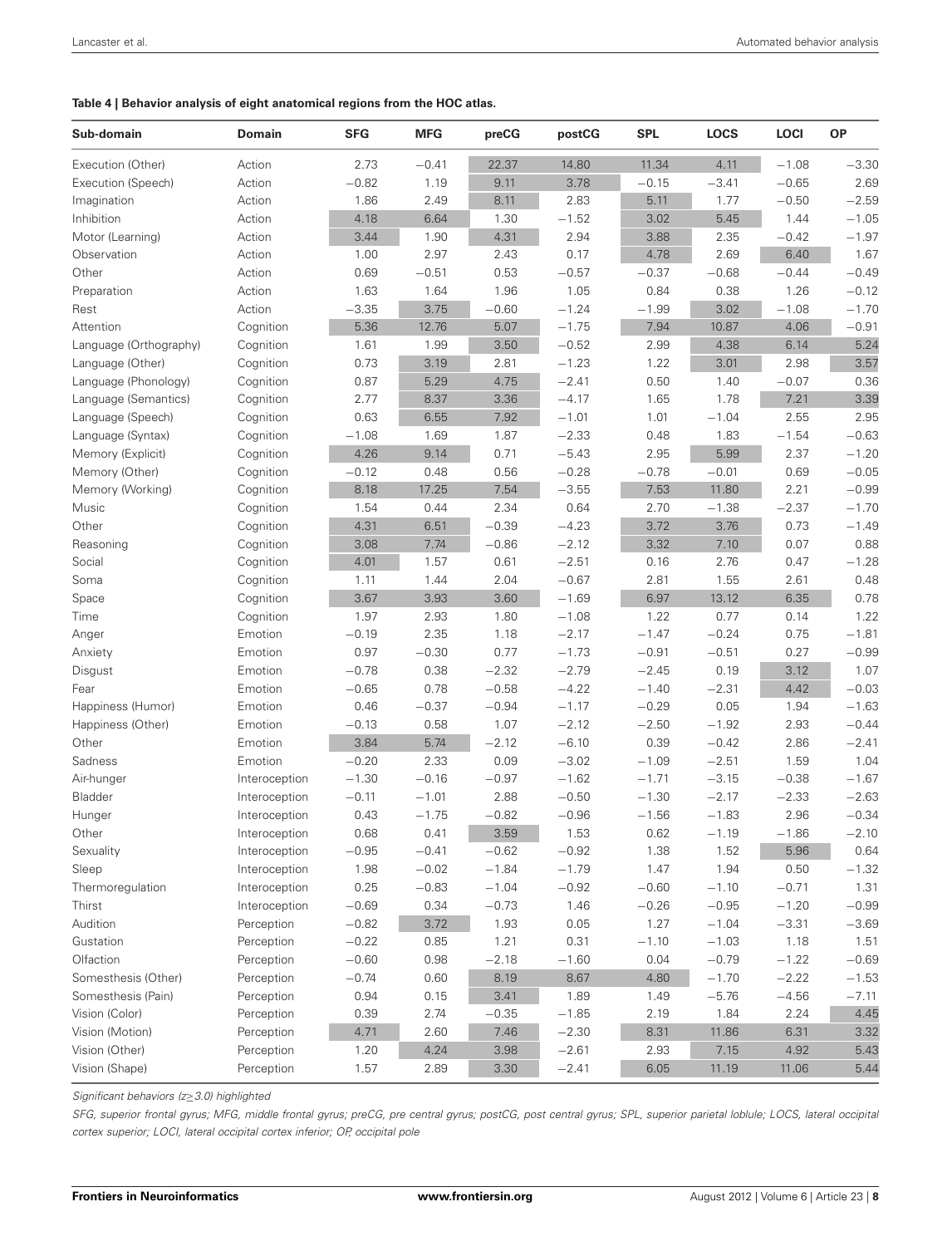**Table 4 | Behavior analysis of eight anatomical regions from the HOC atlas.**

| Sub-domain | Domain | SFG | MFG | preCG | postCG | SPL | LOCS | LOCI | OP |
|---|---|---|---|---|---|---|---|---|---|
| Execution (Other) | Action | 2.73 | −0.41 | 22.37 | 14.80 | 11.34 | 4.11 | −1.08 | −3.30 |
| Execution (Speech) | Action | −0.82 | 1.19 | 9.11 | 3.78 | −0.15 | −3.41 | −0.65 | 2.69 |
| Imagination | Action | 1.86 | 2.49 | 8.11 | 2.83 | 5.11 | 1.77 | −0.50 | −2.59 |
| Inhibition | Action | 4.18 | 6.64 | 1.30 | −1.52 | 3.02 | 5.45 | 1.44 | −1.05 |
| Motor (Learning) | Action | 3.44 | 1.90 | 4.31 | 2.94 | 3.88 | 2.35 | −0.42 | −1.97 |
| Observation | Action | 1.00 | 2.97 | 2.43 | 0.17 | 4.78 | 2.69 | 6.40 | 1.67 |
| Other | Action | 0.69 | −0.51 | 0.53 | −0.57 | −0.37 | −0.68 | −0.44 | −0.49 |
| Preparation | Action | 1.63 | 1.64 | 1.96 | 1.05 | 0.84 | 0.38 | 1.26 | −0.12 |
| Rest | Action | −3.35 | 3.75 | −0.60 | −1.24 | −1.99 | 3.02 | −1.08 | −1.70 |
| Attention | Cognition | 5.36 | 12.76 | 5.07 | −1.75 | 7.94 | 10.87 | 4.06 | −0.91 |
| Language (Orthography) | Cognition | 1.61 | 1.99 | 3.50 | −0.52 | 2.99 | 4.38 | 6.14 | 5.24 |
| Language (Other) | Cognition | 0.73 | 3.19 | 2.81 | −1.23 | 1.22 | 3.01 | 2.98 | 3.57 |
| Language (Phonology) | Cognition | 0.87 | 5.29 | 4.75 | −2.41 | 0.50 | 1.40 | −0.07 | 0.36 |
| Language (Semantics) | Cognition | 2.77 | 8.37 | 3.36 | −4.17 | 1.65 | 1.78 | 7.21 | 3.39 |
| Language (Speech) | Cognition | 0.63 | 6.55 | 7.92 | −1.01 | 1.01 | −1.04 | 2.55 | 2.95 |
| Language (Syntax) | Cognition | −1.08 | 1.69 | 1.87 | −2.33 | 0.48 | 1.83 | −1.54 | −0.63 |
| Memory (Explicit) | Cognition | 4.26 | 9.14 | 0.71 | −5.43 | 2.95 | 5.99 | 2.37 | −1.20 |
| Memory (Other) | Cognition | −0.12 | 0.48 | 0.56 | −0.28 | −0.78 | −0.01 | 0.69 | −0.05 |
| Memory (Working) | Cognition | 8.18 | 17.25 | 7.54 | −3.55 | 7.53 | 11.80 | 2.21 | −0.99 |
| Music | Cognition | 1.54 | 0.44 | 2.34 | 0.64 | 2.70 | −1.38 | −2.37 | −1.70 |
| Other | Cognition | 4.31 | 6.51 | −0.39 | −4.23 | 3.72 | 3.76 | 0.73 | −1.49 |
| Reasoning | Cognition | 3.08 | 7.74 | −0.86 | −2.12 | 3.32 | 7.10 | 0.07 | 0.88 |
| Social | Cognition | 4.01 | 1.57 | 0.61 | −2.51 | 0.16 | 2.76 | 0.47 | −1.28 |
| Soma | Cognition | 1.11 | 1.44 | 2.04 | −0.67 | 2.81 | 1.55 | 2.61 | 0.48 |
| Space | Cognition | 3.67 | 3.93 | 3.60 | −1.69 | 6.97 | 13.12 | 6.35 | 0.78 |
| Time | Cognition | 1.97 | 2.93 | 1.80 | −1.08 | 1.22 | 0.77 | 0.14 | 1.22 |
| Anger | Emotion | −0.19 | 2.35 | 1.18 | −2.17 | −1.47 | −0.24 | 0.75 | −1.81 |
| Anxiety | Emotion | 0.97 | −0.30 | 0.77 | −1.73 | −0.91 | −0.51 | 0.27 | −0.99 |
| Disgust | Emotion | −0.78 | 0.38 | −2.32 | −2.79 | −2.45 | 0.19 | 3.12 | 1.07 |
| Fear | Emotion | −0.65 | 0.78 | −0.58 | −4.22 | −1.40 | −2.31 | 4.42 | −0.03 |
| Happiness (Humor) | Emotion | 0.46 | −0.37 | −0.94 | −1.17 | −0.29 | 0.05 | 1.94 | −1.63 |
| Happiness (Other) | Emotion | −0.13 | 0.58 | 1.07 | −2.12 | −2.50 | −1.92 | 2.93 | −0.44 |
| Other | Emotion | 3.84 | 5.74 | −2.12 | −6.10 | 0.39 | −0.42 | 2.86 | −2.41 |
| Sadness | Emotion | −0.20 | 2.33 | 0.09 | −3.02 | −1.09 | −2.51 | 1.59 | 1.04 |
| Air-hunger | Interoception | −1.30 | −0.16 | −0.97 | −1.62 | −1.71 | −3.15 | −0.38 | −1.67 |
| Bladder | Interoception | −0.11 | −1.01 | 2.88 | −0.50 | −1.30 | −2.17 | −2.33 | −2.63 |
| Hunger | Interoception | 0.43 | −1.75 | −0.82 | −0.96 | −1.56 | −1.83 | 2.96 | −0.34 |
| Other | Interoception | 0.68 | 0.41 | 3.59 | 1.53 | 0.62 | −1.19 | −1.86 | −2.10 |
| Sexuality | Interoception | −0.95 | −0.41 | −0.62 | −0.92 | 1.38 | 1.52 | 5.96 | 0.64 |
| Sleep | Interoception | 1.98 | −0.02 | −1.84 | −1.79 | 1.47 | 1.94 | 0.50 | −1.32 |
| Thermoregulation | Interoception | 0.25 | −0.83 | −1.04 | −0.92 | −0.60 | −1.10 | −0.71 | 1.31 |
| Thirst | Interoception | −0.69 | 0.34 | −0.73 | 1.46 | −0.26 | −0.95 | −1.20 | −0.99 |
| Audition | Perception | −0.82 | 3.72 | 1.93 | 0.05 | 1.27 | −1.04 | −3.31 | −3.69 |
| Gustation | Perception | −0.22 | 0.85 | 1.21 | 0.31 | −1.10 | −1.03 | 1.18 | 1.51 |
| Olfaction | Perception | −0.60 | 0.98 | −2.18 | −1.60 | 0.04 | −0.79 | −1.22 | −0.69 |
| Somesthesis (Other) | Perception | −0.74 | 0.60 | 8.19 | 8.67 | 4.80 | −1.70 | −2.22 | −1.53 |
| Somesthesis (Pain) | Perception | 0.94 | 0.15 | 3.41 | 1.89 | 1.49 | −5.76 | −4.56 | −7.11 |
| Vision (Color) | Perception | 0.39 | 2.74 | −0.35 | −1.85 | 2.19 | 1.84 | 2.24 | 4.45 |
| Vision (Motion) | Perception | 4.71 | 2.60 | 7.46 | −2.30 | 8.31 | 11.86 | 6.31 | 3.32 |
| Vision (Other) | Perception | 1.20 | 4.24 | 3.98 | −2.61 | 2.93 | 7.15 | 4.92 | 5.43 |
| Vision (Shape) | Perception | 1.57 | 2.89 | 3.30 | −2.41 | 6.05 | 11.19 | 11.06 | 5.44 |

*Significant behaviors ($z \geq 3.0$) highlighted*

*SFG, superior frontal gyrus; MFG, middle frontal gyrus; preCG, pre central gyrus; postCG, post central gyrus; SPL, superior parietal loblule; LOCS, lateral occipital cortex superior; LOCI, lateral occipital cortex inferior; OP, occipital pole*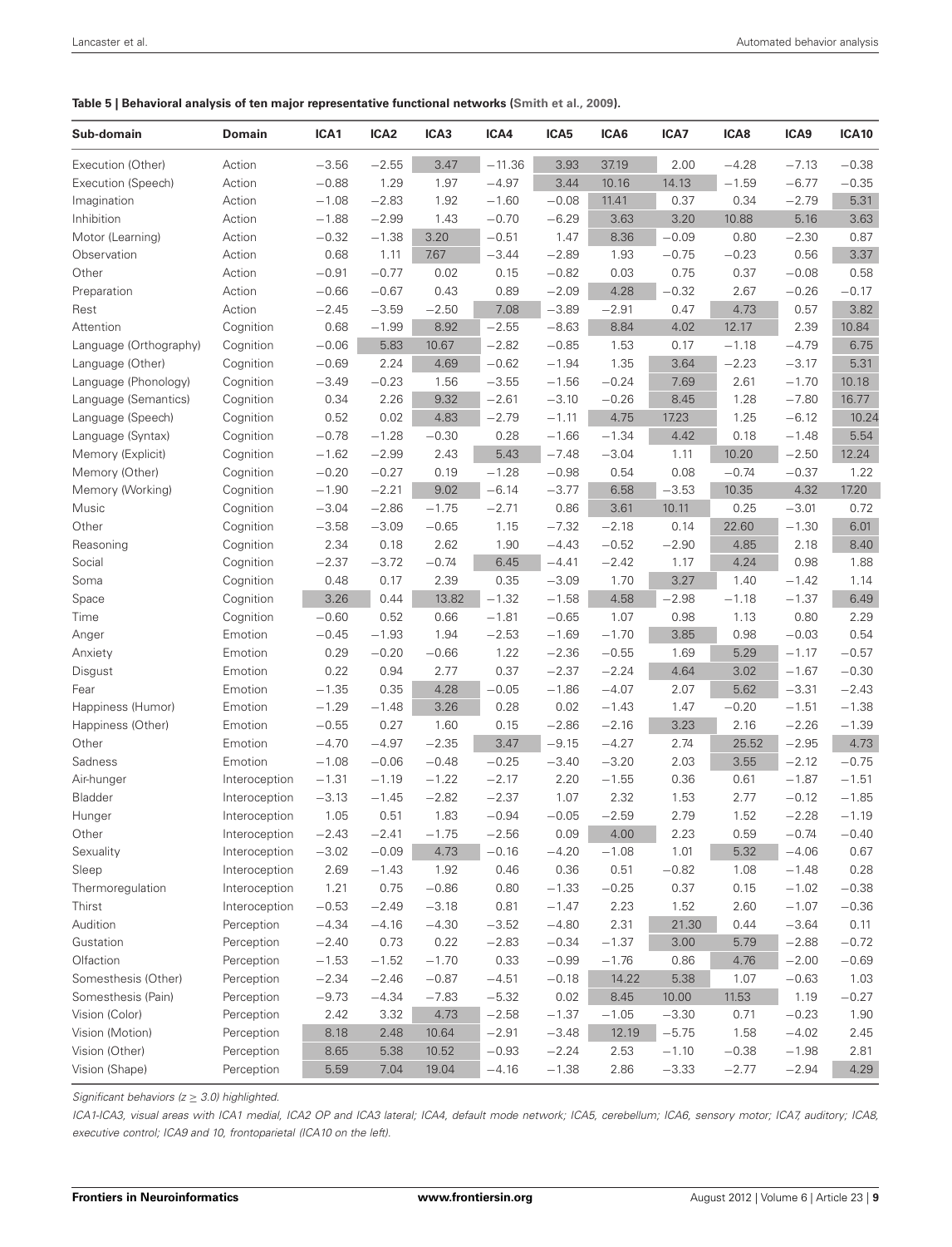**Table 5 | Behavioral analysis of ten major representative functional networks (Smith et al., 2009).**

| Sub-domain | Domain | ICA1 | ICA2 | ICA3 | ICA4 | ICA5 | ICA6 | ICA7 | ICA8 | ICA9 | ICA10 |
|---|---|---|---|---|---|---|---|---|---|---|---|
| Execution (Other) | Action | −3.56 | −2.55 | 3.47 | −11.36 | 3.93 | 37.19 | 2.00 | −4.28 | −7.13 | −0.38 |
| Execution (Speech) | Action | −0.88 | 1.29 | 1.97 | −4.97 | 3.44 | 10.16 | 14.13 | −1.59 | −6.77 | −0.35 |
| Imagination | Action | −1.08 | −2.83 | 1.92 | −1.60 | −0.08 | 11.41 | 0.37 | 0.34 | −2.79 | 5.31 |
| Inhibition | Action | −1.88 | −2.99 | 1.43 | −0.70 | −6.29 | 3.63 | 3.20 | 10.88 | 5.16 | 3.63 |
| Motor (Learning) | Action | −0.32 | −1.38 | 3.20 | −0.51 | 1.47 | 8.36 | −0.09 | 0.80 | −2.30 | 0.87 |
| Observation | Action | 0.68 | 1.11 | 7.67 | −3.44 | −2.89 | 1.93 | −0.75 | −0.23 | 0.56 | 3.37 |
| Other | Action | −0.91 | −0.77 | 0.02 | 0.15 | −0.82 | 0.03 | 0.75 | 0.37 | −0.08 | 0.58 |
| Preparation | Action | −0.66 | −0.67 | 0.43 | 0.89 | −2.09 | 4.28 | −0.32 | 2.67 | −0.26 | −0.17 |
| Rest | Action | −2.45 | −3.59 | −2.50 | 7.08 | −3.89 | −2.91 | 0.47 | 4.73 | 0.57 | 3.82 |
| Attention | Cognition | 0.68 | −1.99 | 8.92 | −2.55 | −8.63 | 8.84 | 4.02 | 12.17 | 2.39 | 10.84 |
| Language (Orthography) | Cognition | −0.06 | 5.83 | 10.67 | −2.82 | −0.85 | 1.53 | 0.17 | −1.18 | −4.79 | 6.75 |
| Language (Other) | Cognition | −0.69 | 2.24 | 4.69 | −0.62 | −1.94 | 1.35 | 3.64 | −2.23 | −3.17 | 5.31 |
| Language (Phonology) | Cognition | −3.49 | −0.23 | 1.56 | −3.55 | −1.56 | −0.24 | 7.69 | 2.61 | −1.70 | 10.18 |
| Language (Semantics) | Cognition | 0.34 | 2.26 | 9.32 | −2.61 | −3.10 | −0.26 | 8.45 | 1.28 | −7.80 | 16.77 |
| Language (Speech) | Cognition | 0.52 | 0.02 | 4.83 | −2.79 | −1.11 | 4.75 | 17.23 | 1.25 | −6.12 | 10.24 |
| Language (Syntax) | Cognition | −0.78 | −1.28 | −0.30 | 0.28 | −1.66 | −1.34 | 4.42 | 0.18 | −1.48 | 5.54 |
| Memory (Explicit) | Cognition | −1.62 | −2.99 | 2.43 | 5.43 | −7.48 | −3.04 | 1.11 | 10.20 | −2.50 | 12.24 |
| Memory (Other) | Cognition | −0.20 | −0.27 | 0.19 | −1.28 | −0.98 | 0.54 | 0.08 | −0.74 | −0.37 | 1.22 |
| Memory (Working) | Cognition | −1.90 | −2.21 | 9.02 | −6.14 | −3.77 | 6.58 | −3.53 | 10.35 | 4.32 | 17.20 |
| Music | Cognition | −3.04 | −2.86 | −1.75 | −2.71 | 0.86 | 3.61 | 10.11 | 0.25 | −3.01 | 0.72 |
| Other | Cognition | −3.58 | −3.09 | −0.65 | 1.15 | −7.32 | −2.18 | 0.14 | 22.60 | −1.30 | 6.01 |
| Reasoning | Cognition | 2.34 | 0.18 | 2.62 | 1.90 | −4.43 | −0.52 | −2.90 | 4.85 | 2.18 | 8.40 |
| Social | Cognition | −2.37 | −3.72 | −0.74 | 6.45 | −4.41 | −2.42 | 1.17 | 4.24 | 0.98 | 1.88 |
| Soma | Cognition | 0.48 | 0.17 | 2.39 | 0.35 | −3.09 | 1.70 | 3.27 | 1.40 | −1.42 | 1.14 |
| Space | Cognition | 3.26 | 0.44 | 13.82 | −1.32 | −1.58 | 4.58 | −2.98 | −1.18 | −1.37 | 6.49 |
| Time | Cognition | −0.60 | 0.52 | 0.66 | −1.81 | −0.65 | 1.07 | 0.98 | 1.13 | 0.80 | 2.29 |
| Anger | Emotion | −0.45 | −1.93 | 1.94 | −2.53 | −1.69 | −1.70 | 3.85 | 0.98 | −0.03 | 0.54 |
| Anxiety | Emotion | 0.29 | −0.20 | −0.66 | 1.22 | −2.36 | −0.55 | 1.69 | 5.29 | −1.17 | −0.57 |
| Disgust | Emotion | 0.22 | 0.94 | 2.77 | 0.37 | −2.37 | −2.24 | 4.64 | 3.02 | −1.67 | −0.30 |
| Fear | Emotion | −1.35 | 0.35 | 4.28 | −0.05 | −1.86 | −4.07 | 2.07 | 5.62 | −3.31 | −2.43 |
| Happiness (Humor) | Emotion | −1.29 | −1.48 | 3.26 | 0.28 | 0.02 | −1.43 | 1.47 | −0.20 | −1.51 | −1.38 |
| Happiness (Other) | Emotion | −0.55 | 0.27 | 1.60 | 0.15 | −2.86 | −2.16 | 3.23 | 2.16 | −2.26 | −1.39 |
| Other | Emotion | −4.70 | −4.97 | −2.35 | 3.47 | −9.15 | −4.27 | 2.74 | 25.52 | −2.95 | 4.73 |
| Sadness | Emotion | −1.08 | −0.06 | −0.48 | −0.25 | −3.40 | −3.20 | 2.03 | 3.55 | −2.12 | −0.75 |
| Air-hunger | Interoception | −1.31 | −1.19 | −1.22 | −2.17 | 2.20 | −1.55 | 0.36 | 0.61 | −1.87 | −1.51 |
| Bladder | Interoception | −3.13 | −1.45 | −2.82 | −2.37 | 1.07 | 2.32 | 1.53 | 2.77 | −0.12 | −1.85 |
| Hunger | Interoception | 1.05 | 0.51 | 1.83 | −0.94 | −0.05 | −2.59 | 2.79 | 1.52 | −2.28 | −1.19 |
| Other | Interoception | −2.43 | −2.41 | −1.75 | −2.56 | 0.09 | 4.00 | 2.23 | 0.59 | −0.74 | −0.40 |
| Sexuality | Interoception | −3.02 | −0.09 | 4.73 | −0.16 | −4.20 | −1.08 | 1.01 | 5.32 | −4.06 | 0.67 |
| Sleep | Interoception | 2.69 | −1.43 | 1.92 | 0.46 | 0.36 | 0.51 | −0.82 | 1.08 | −1.48 | 0.28 |
| Thermoregulation | Interoception | 1.21 | 0.75 | −0.86 | 0.80 | −1.33 | −0.25 | 0.37 | 0.15 | −1.02 | −0.38 |
| Thirst | Interoception | −0.53 | −2.49 | −3.18 | 0.81 | −1.47 | 2.23 | 1.52 | 2.60 | −1.07 | −0.36 |
| Audition | Perception | −4.34 | −4.16 | −4.30 | −3.52 | −4.80 | 2.31 | 21.30 | 0.44 | −3.64 | 0.11 |
| Gustation | Perception | −2.40 | 0.73 | 0.22 | −2.83 | −0.34 | −1.37 | 3.00 | 5.79 | −2.88 | −0.72 |
| Olfaction | Perception | −1.53 | −1.52 | −1.70 | 0.33 | −0.99 | −1.76 | 0.86 | 4.76 | −2.00 | −0.69 |
| Somesthesis (Other) | Perception | −2.34 | −2.46 | −0.87 | −4.51 | −0.18 | 14.22 | 5.38 | 1.07 | −0.63 | 1.03 |
| Somesthesis (Pain) | Perception | −9.73 | −4.34 | −7.83 | −5.32 | 0.02 | 8.45 | 10.00 | 11.53 | 1.19 | −0.27 |
| Vision (Color) | Perception | 2.42 | 3.32 | 4.73 | −2.58 | −1.37 | −1.05 | −3.30 | 0.71 | −0.23 | 1.90 |
| Vision (Motion) | Perception | 8.18 | 2.48 | 10.64 | −2.91 | −3.48 | 12.19 | −5.75 | 1.58 | −4.02 | 2.45 |
| Vision (Other) | Perception | 8.65 | 5.38 | 10.52 | −0.93 | −2.24 | 2.53 | −1.10 | −0.38 | −1.98 | 2.81 |
| Vision (Shape) | Perception | 5.59 | 7.04 | 19.04 | −4.16 | −1.38 | 2.86 | −3.33 | −2.77 | −2.94 | 4.29 |

*Significant behaviors ($z \geq 3.0$) highlighted.*

*ICA1-ICA3, visual areas with ICA1 medial, ICA2 OP and ICA3 lateral; ICA4, default mode network; ICA5, cerebellum; ICA6, sensory motor; ICA7, auditory; ICA8, executive control; ICA9 and 10, frontoparietal (ICA10 on the left).*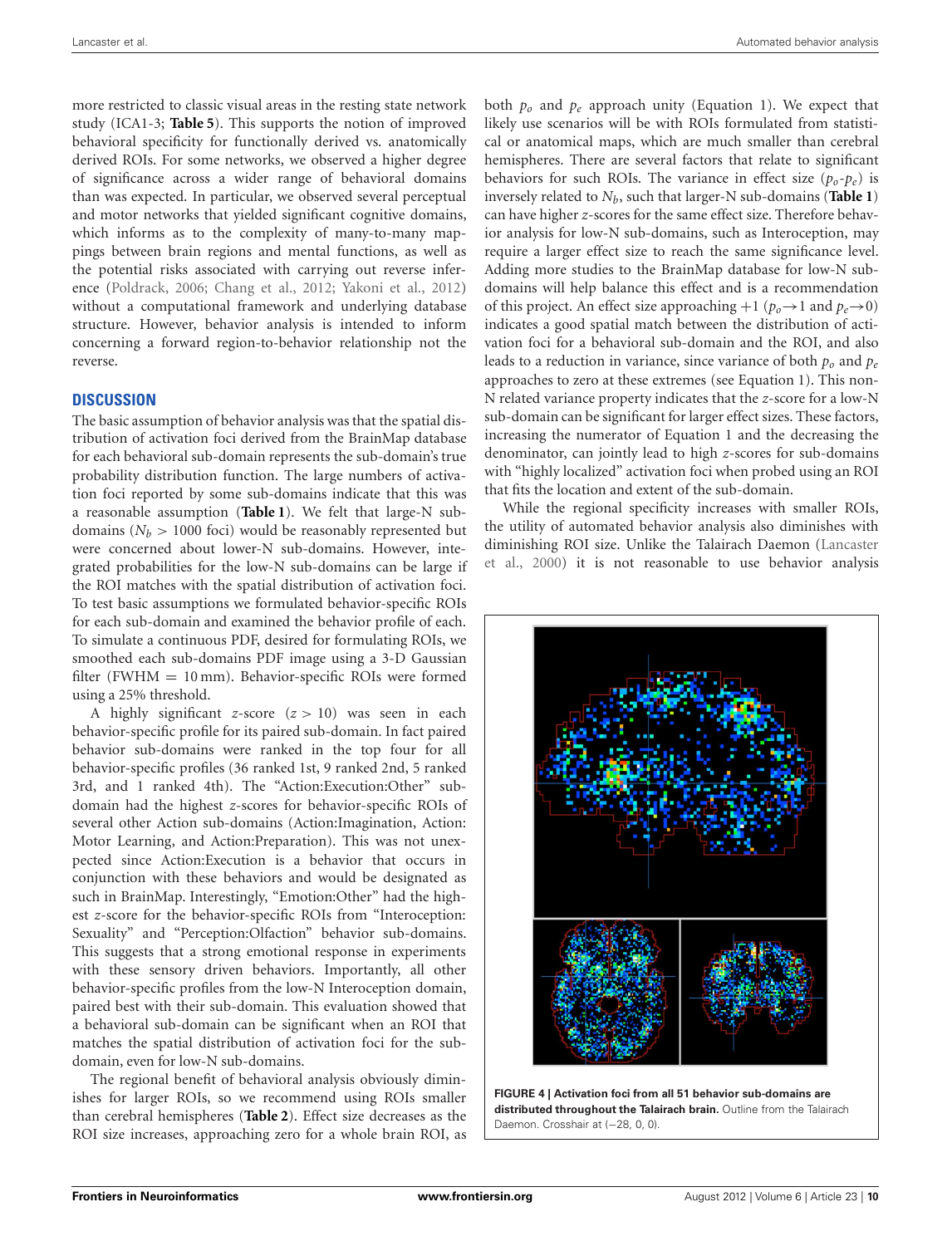more restricted to classic visual areas in the resting state network study (ICA1-3; **Table 5**). This supports the notion of improved behavioral specificity for functionally derived vs. anatomically derived ROIs. For some networks, we observed a higher degree of significance across a wider range of behavioral domains than was expected. In particular, we observed several perceptual and motor networks that yielded significant cognitive domains, which informs as to the complexity of many-to-many mappings between brain regions and mental functions, as well as the potential risks associated with carrying out reverse inference (Poldrack, 2006; Chang et al., 2012; Yakoni et al., 2012) without a computational framework and underlying database structure. However, behavior analysis is intended to inform concerning a forward region-to-behavior relationship not the reverse.

## DISCUSSION

The basic assumption of behavior analysis was that the spatial distribution of activation foci derived from the BrainMap database for each behavioral sub-domain represents the sub-domain's true probability distribution function. The large numbers of activation foci reported by some sub-domains indicate that this was a reasonable assumption (**Table 1**). We felt that large-N sub-domains ($N_b > 1000$ foci) would be reasonably represented but were concerned about lower-N sub-domains. However, integrated probabilities for the low-N sub-domains can be large if the ROI matches with the spatial distribution of activation foci. To test basic assumptions we formulated behavior-specific ROIs for each sub-domain and examined the behavior profile of each. To simulate a continuous PDF, desired for formulating ROIs, we smoothed each sub-domains PDF image using a 3-D Gaussian filter (FWHM = 10 mm). Behavior-specific ROIs were formed using a 25% threshold.

A highly significant $z$-score ($z > 10$) was seen in each behavior-specific profile for its paired sub-domain. In fact paired behavior sub-domains were ranked in the top four for all behavior-specific profiles (36 ranked 1st, 9 ranked 2nd, 5 ranked 3rd, and 1 ranked 4th). The "Action:Execution:Other" sub-domain had the highest $z$-scores for behavior-specific ROIs of several other Action sub-domains (Action:Imagination, Action: Motor Learning, and Action:Preparation). This was not unexpected since Action:Execution is a behavior that occurs in conjunction with these behaviors and would be designated as such in BrainMap. Interestingly, "Emotion:Other" had the highest $z$-score for the behavior-specific ROIs from "Interoception: Sexuality" and "Perception:Olfaction" behavior sub-domains. This suggests that a strong emotional response in experiments with these sensory driven behaviors. Importantly, all other behavior-specific profiles from the low-N Interoception domain, paired best with their sub-domain. This evaluation showed that a behavioral sub-domain can be significant when an ROI that matches the spatial distribution of activation foci for the sub-domain, even for low-N sub-domains.

The regional benefit of behavioral analysis obviously diminishes for larger ROIs, so we recommend using ROIs smaller than cerebral hemispheres (**Table 2**). Effect size decreases as the ROI size increases, approaching zero for a whole brain ROI, as both $p_o$ and $p_e$ approach unity (Equation 1). We expect that likely use scenarios will be with ROIs formulated from statistical or anatomical maps, which are much smaller than cerebral hemispheres. There are several factors that relate to significant behaviors for such ROIs. The variance in effect size ($p_o$-$p_e$) is inversely related to $N_b$, such that larger-N sub-domains (**Table 1**) can have higher $z$-scores for the same effect size. Therefore behavior analysis for low-N sub-domains, such as Interoception, may require a larger effect size to reach the same significance level. Adding more studies to the BrainMap database for low-N sub-domains will help balance this effect and is a recommendation of this project. An effect size approaching +1 ($p_o \rightarrow 1$ and $p_e \rightarrow 0$) indicates a good spatial match between the distribution of activation foci for a behavioral sub-domain and the ROI, and also leads to a reduction in variance, since variance of both $p_o$ and $p_e$ approaches to zero at these extremes (see Equation 1). This non-N related variance property indicates that the $z$-score for a low-N sub-domain can be significant for larger effect sizes. These factors, increasing the numerator of Equation 1 and the decreasing the denominator, can jointly lead to high $z$-scores for sub-domains with "highly localized" activation foci when probed using an ROI that fits the location and extent of the sub-domain.

While the regional specificity increases with smaller ROIs, the utility of automated behavior analysis also diminishes with diminishing ROI size. Unlike the Talairach Daemon (Lancaster et al., 2000) it is not reasonable to use behavior analysis

**FIGURE 4 | Activation foci from all 51 behavior sub-domains are distributed throughout the Talairach brain.** Outline from the Talairach Daemon. Crosshair at (−28, 0, 0).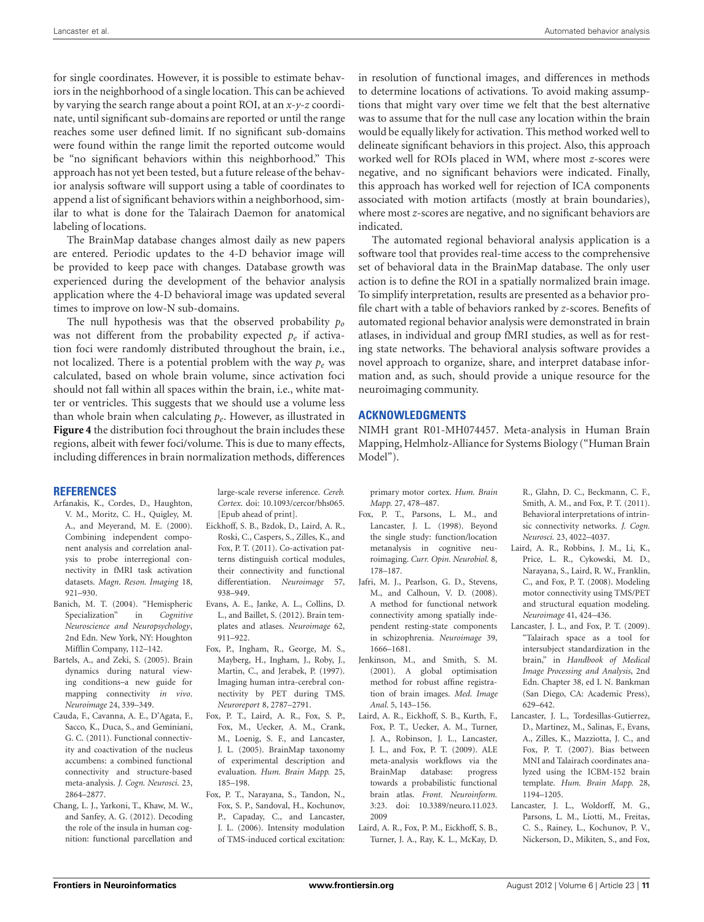for single coordinates. However, it is possible to estimate behaviors in the neighborhood of a single location. This can be achieved by varying the search range about a point ROI, at an *x-y-z* coordinate, until significant sub-domains are reported or until the range reaches some user defined limit. If no significant sub-domains were found within the range limit the reported outcome would be "no significant behaviors within this neighborhood." This approach has not yet been tested, but a future release of the behavior analysis software will support using a table of coordinates to append a list of significant behaviors within a neighborhood, similar to what is done for the Talairach Daemon for anatomical labeling of locations.

The BrainMap database changes almost daily as new papers are entered. Periodic updates to the 4-D behavior image will be provided to keep pace with changes. Database growth was experienced during the development of the behavior analysis application where the 4-D behavioral image was updated several times to improve on low-N sub-domains.

The null hypothesis was that the observed probability $p_o$ was not different from the probability expected $p_e$ if activation foci were randomly distributed throughout the brain, i.e., not localized. There is a potential problem with the way $p_e$ was calculated, based on whole brain volume, since activation foci should not fall within all spaces within the brain, i.e., white matter or ventricles. This suggests that we should use a volume less than whole brain when calculating $p_e$. However, as illustrated in **Figure 4** the distribution foci throughout the brain includes these regions, albeit with fewer foci/volume. This is due to many effects, including differences in brain normalization methods, differences in resolution of functional images, and differences in methods to determine locations of activations. To avoid making assumptions that might vary over time we felt that the best alternative was to assume that for the null case any location within the brain would be equally likely for activation. This method worked well to delineate significant behaviors in this project. Also, this approach worked well for ROIs placed in WM, where most *z*-scores were negative, and no significant behaviors were indicated. Finally, this approach has worked well for rejection of ICA components associated with motion artifacts (mostly at brain boundaries), where most *z*-scores are negative, and no significant behaviors are indicated.

The automated regional behavioral analysis application is a software tool that provides real-time access to the comprehensive set of behavioral data in the BrainMap database. The only user action is to define the ROI in a spatially normalized brain image. To simplify interpretation, results are presented as a behavior profile chart with a table of behaviors ranked by *z*-scores. Benefits of automated regional behavior analysis were demonstrated in brain atlases, in individual and group fMRI studies, as well as for resting state networks. The behavioral analysis software provides a novel approach to organize, share, and interpret database information and, as such, should provide a unique resource for the neuroimaging community.

## ACKNOWLEDGMENTS

NIMH grant R01-MH074457. Meta-analysis in Human Brain Mapping, Helmholz-Alliance for Systems Biology ("Human Brain Model").

## REFERENCES

Arfanakis, K., Cordes, D., Haughton, V. M., Moritz, C. H., Quigley, M. A., and Meyerand, M. E. (2000). Combining independent component analysis and correlation analysis to probe interregional connectivity in fMRI task activation datasets. *Magn. Reson. Imaging* 18, 921–930.

Banich, M. T. (2004). "Hemispheric Specialization" in *Cognitive Neuroscience and Neuropsychology*, 2nd Edn. New York, NY: Houghton Mifflin Company, 112–142.

Bartels, A., and Zeki, S. (2005). Brain dynamics during natural viewing conditions–a new guide for mapping connectivity *in vivo*. *Neuroimage* 24, 339–349.

Cauda, F., Cavanna, A. E., D'Agata, F., Sacco, K., Duca, S., and Geminiani, G. C. (2011). Functional connectivity and coactivation of the nucleus accumbens: a combined functional connectivity and structure-based meta-analysis. *J. Cogn. Neurosci.* 23, 2864–2877.

Chang, L. J., Yarkoni, T., Khaw, M. W., and Sanfey, A. G. (2012). Decoding the role of the insula in human cognition: functional parcellation and large-scale reverse inference. *Cereb. Cortex.* doi: 10.1093/cercor/bhs065. [Epub ahead of print].

Eickhoff, S. B., Bzdok, D., Laird, A. R., Roski, C., Caspers, S., Zilles, K., and Fox, P. T. (2011). Co-activation patterns distinguish cortical modules, their connectivity and functional differentiation. *Neuroimage* 57, 938–949.

Evans, A. E., Janke, A. L., Collins, D. L., and Baillet, S. (2012). Brain templates and atlases. *Neuroimage* 62, 911–922.

Fox, P., Ingham, R., George, M. S., Mayberg, H., Ingham, J., Roby, J., Martin, C., and Jerabek, P. (1997). Imaging human intra-cerebral connectivity by PET during TMS. *Neuroreport* 8, 2787–2791.

Fox, P. T., Laird, A. R., Fox, S. P., Fox, M., Uecker, A. M., Crank, M., Loenig, S. F., and Lancaster, J. L. (2005). BrainMap taxonomy of experimental description and evaluation. *Hum. Brain Mapp.* 25, 185–198.

Fox, P. T., Narayana, S., Tandon, N., Fox, S. P., Sandoval, H., Kochunov, P., Capaday, C., and Lancaster, J. L. (2006). Intensity modulation of TMS-induced cortical excitation: primary motor cortex. *Hum. Brain Mapp.* 27, 478–487.

Fox, P. T., Parsons, L. M., and Lancaster, J. L. (1998). Beyond the single study: function/location metanalysis in cognitive neuroimaging. *Curr. Opin. Neurobiol.* 8, 178–187.

Jafri, M. J., Pearlson, G. D., Stevens, M., and Calhoun, V. D. (2008). A method for functional network connectivity among spatially independent resting-state components in schizophrenia. *Neuroimage* 39, 1666–1681.

Jenkinson, M., and Smith, S. M. (2001). A global optimisation method for robust affine registration of brain images. *Med. Image Anal.* 5, 143–156.

Laird, A. R., Eickhoff, S. B., Kurth, F., Fox, P. T., Uecker, A. M., Turner, J. A., Robinson, J. L., Lancaster, J. L., and Fox, P. T. (2009). ALE meta-analysis workflows via the BrainMap database: progress towards a probabilistic functional brain atlas. *Front. Neuroinform.* 3:23. doi: 10.3389/neuro.11.023.2009

Laird, A. R., Fox, P. M., Eickhoff, S. B., Turner, J. A., Ray, K. L., McKay, D. R., Glahn, D. C., Beckmann, C. F., Smith, A. M., and Fox, P. T. (2011). Behavioral interpretations of intrinsic connectivity networks. *J. Cogn. Neurosci.* 23, 4022–4037.

Laird, A. R., Robbins, J. M., Li, K., Price, L. R., Cykowski, M. D., Narayana, S., Laird, R. W., Franklin, C., and Fox, P. T. (2008). Modeling motor connectivity using TMS/PET and structural equation modeling. *Neuroimage* 41, 424–436.

Lancaster, J. L., and Fox, P. T. (2009). "Talairach space as a tool for intersubject standardization in the brain," in *Handbook of Medical Image Processing and Analysis*, 2nd Edn. Chapter 38, ed I. N. Bankman (San Diego, CA: Academic Press), 629–642.

Lancaster, J. L., Tordesillas-Gutierrez, D., Martinez, M., Salinas, F., Evans, A., Zilles, K., Mazziotta, J. C., and Fox, P. T. (2007). Bias between MNI and Talairach coordinates analyzed using the ICBM-152 brain template. *Hum. Brain Mapp.* 28, 1194–1205.

Lancaster, J. L., Woldorff, M. G., Parsons, L. M., Liotti, M., Freitas, C. S., Rainey, L., Kochunov, P. V., Nickerson, D., Mikiten, S., and Fox,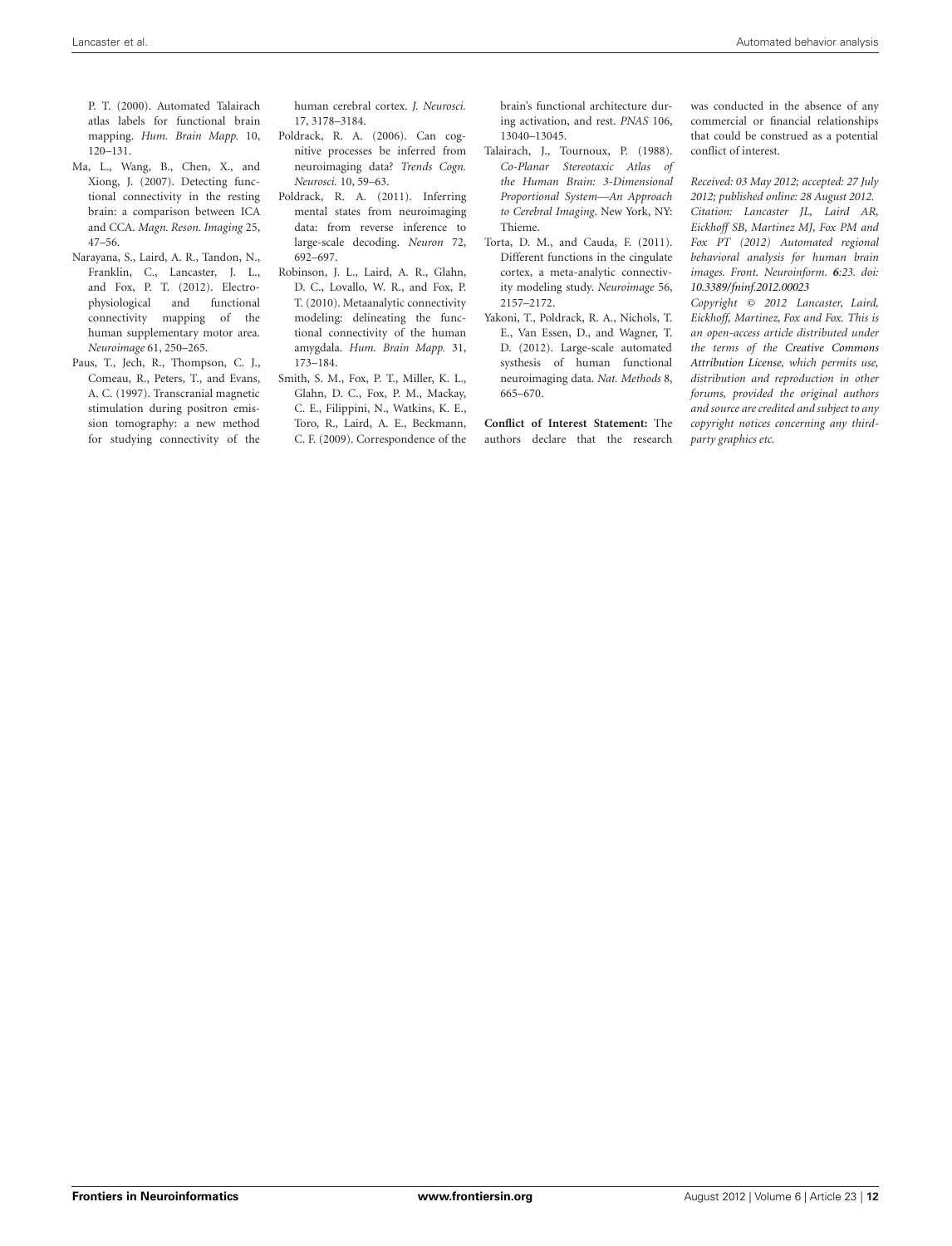P. T. (2000). Automated Talairach atlas labels for functional brain mapping. *Hum. Brain Mapp.* 10, 120–131.

Ma, L., Wang, B., Chen, X., and Xiong, J. (2007). Detecting functional connectivity in the resting brain: a comparison between ICA and CCA. *Magn. Reson. Imaging* 25, 47–56.

Narayana, S., Laird, A. R., Tandon, N., Franklin, C., Lancaster, J. L., and Fox, P. T. (2012). Electrophysiological and functional connectivity mapping of the human supplementary motor area. *Neuroimage* 61, 250–265.

Paus, T., Jech, R., Thompson, C. J., Comeau, R., Peters, T., and Evans, A. C. (1997). Transcranial magnetic stimulation during positron emission tomography: a new method for studying connectivity of the human cerebral cortex. *J. Neurosci.* 17, 3178–3184.

Poldrack, R. A. (2006). Can cognitive processes be inferred from neuroimaging data? *Trends Cogn. Neurosci.* 10, 59–63.

Poldrack, R. A. (2011). Inferring mental states from neuroimaging data: from reverse inference to large-scale decoding. *Neuron* 72, 692–697.

Robinson, J. L., Laird, A. R., Glahn, D. C., Lovallo, W. R., and Fox, P. T. (2010). Metaanalytic connectivity modeling: delineating the functional connectivity of the human amygdala. *Hum. Brain Mapp.* 31, 173–184.

Smith, S. M., Fox, P. T., Miller, K. L., Glahn, D. C., Fox, P. M., Mackay, C. E., Filippini, N., Watkins, K. E., Toro, R., Laird, A. E., Beckmann, C. F. (2009). Correspondence of the brain's functional architecture during activation, and rest. *PNAS* 106, 13040–13045.

Talairach, J., Tournoux, P. (1988). *Co-Planar Stereotaxic Atlas of the Human Brain: 3-Dimensional Proportional System—An Approach to Cerebral Imaging*. New York, NY: Thieme.

Torta, D. M., and Cauda, F. (2011). Different functions in the cingulate cortex, a meta-analytic connectivity modeling study. *Neuroimage* 56, 2157–2172.

Yakoni, T., Poldrack, R. A., Nichols, T. E., Van Essen, D., and Wagner, T. D. (2012). Large-scale automated systhesis of human functional neuroimaging data. *Nat. Methods* 8, 665–670.

**Conflict of Interest Statement:** The authors declare that the research was conducted in the absence of any commercial or financial relationships that could be construed as a potential conflict of interest.

*Received: 03 May 2012; accepted: 27 July 2012; published online: 28 August 2012.*

*Citation: Lancaster JL, Laird AR, Eickhoff SB, Martinez MJ, Fox PM and Fox PT (2012) Automated regional behavioral analysis for human brain images. Front. Neuroinform.* ***6****:23. doi: 10.3389/fninf.2012.00023*

*Copyright © 2012 Lancaster, Laird, Eickhoff, Martinez, Fox and Fox. This is an open-access article distributed under the terms of the Creative Commons Attribution License, which permits use, distribution and reproduction in other forums, provided the original authors and source are credited and subject to any copyright notices concerning any third-party graphics etc.*